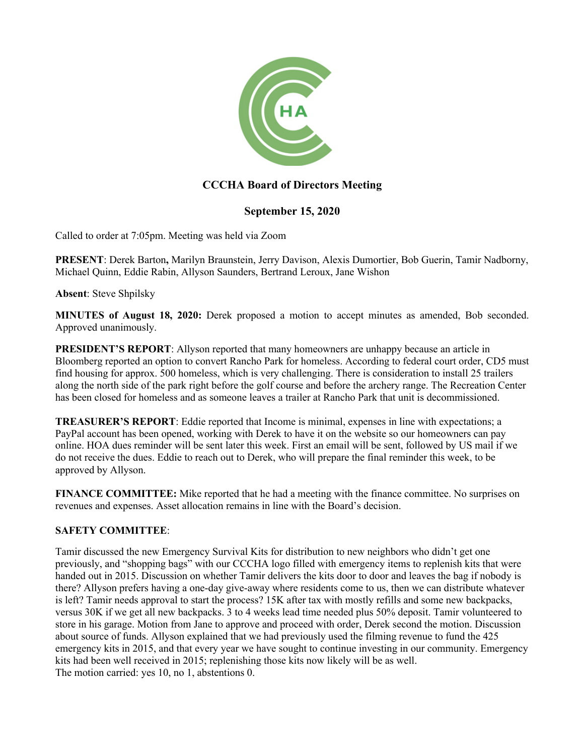**CCCHA Board of Directors Meeting**

**September 15, 2020**

Called to order at 7:05pm. Meeting was held via Zoom

**PRESENT**: Derek Barton**,** Marilyn Braunstein, Jerry Davison, Alexis Dumortier, Bob Guerin, Tamir Nadborny, Michael Quinn, Eddie Rabin, Allyson Saunders, Bertrand Leroux, Jane Wishon

**Absent**: Steve Shpilsky

**MINUTES of August 18, 2020:** Derek proposed a motion to accept minutes as amended, Bob seconded. Approved unanimously.

**PRESIDENT'S REPORT**: Allyson reported that many homeowners are unhappy because an article in Bloomberg reported an option to convert Rancho Park for homeless. According to federal court order, CD5 must find housing for approx. 500 homeless, which is very challenging. There is consideration to install 25 trailers along the north side of the park right before the golf course and before the archery range. The Recreation Center has been closed for homeless and as someone leaves a trailer at Rancho Park that unit is decommissioned.

**TREASURER'S REPORT**: Eddie reported that Income is minimal, expenses in line with expectations; a PayPal account has been opened, working with Derek to have it on the website so our homeowners can pay online. HOA dues reminder will be sent later this week. First an email will be sent, followed by US mail if we do not receive the dues. Eddie to reach out to Derek, who will prepare the final reminder this week, to be approved by Allyson.

**FINANCE COMMITTEE:** Mike reported that he had a meeting with the finance committee. No surprises on revenues and expenses. Asset allocation remains in line with the Board's decision.

**SAFETY COMMITTEE**:

Tamir discussed the new Emergency Survival Kits for distribution to new neighbors who didn't get one previously, and "shopping bags" with our CCCHA logo filled with emergency items to replenish kits that were handed out in 2015. Discussion on whether Tamir delivers the kits door to door and leaves the bag if nobody is there? Allyson prefers having a one-day give-away where residents come to us, then we can distribute whatever is left? Tamir needs approval to start the process? 15K after tax with mostly refills and some new backpacks, versus 30K if we get all new backpacks. 3 to 4 weeks lead time needed plus 50% deposit. Tamir volunteered to store in his garage. Motion from Jane to approve and proceed with order, Derek second the motion. Discussion about source of funds. Allyson explained that we had previously used the filming revenue to fund the 425 emergency kits in 2015, and that every year we have sought to continue investing in our community. Emergency kits had been well received in 2015; replenishing those kits now likely will be as well.
The motion carried: yes 10, no 1, abstentions 0.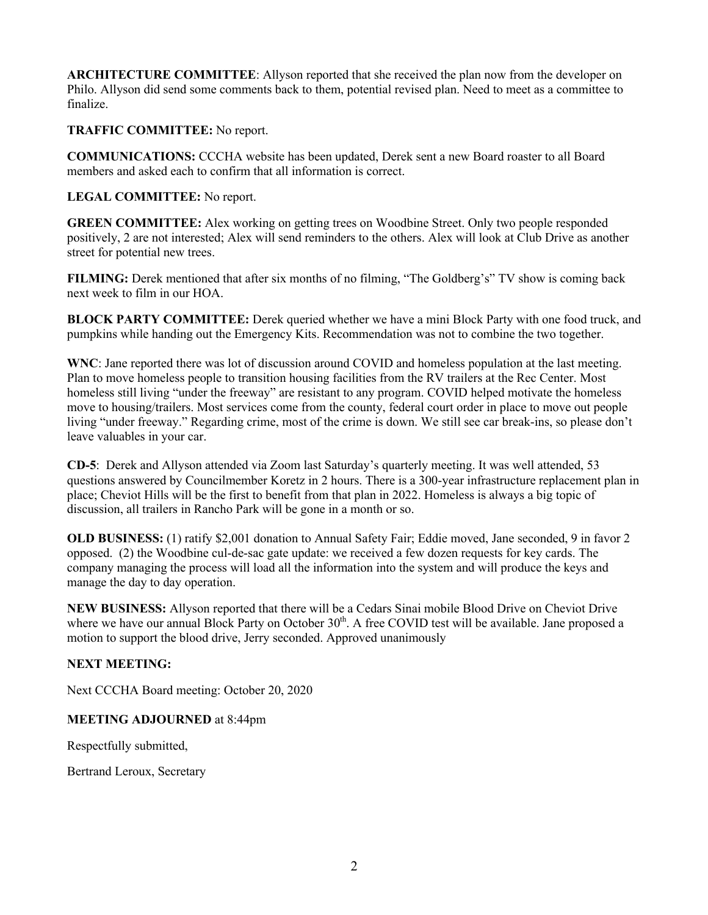**ARCHITECTURE COMMITTEE**: Allyson reported that she received the plan now from the developer on Philo. Allyson did send some comments back to them, potential revised plan. Need to meet as a committee to finalize.

**TRAFFIC COMMITTEE:** No report.

**COMMUNICATIONS:** CCCHA website has been updated, Derek sent a new Board roaster to all Board members and asked each to confirm that all information is correct.

**LEGAL COMMITTEE:** No report.

**GREEN COMMITTEE:** Alex working on getting trees on Woodbine Street. Only two people responded positively, 2 are not interested; Alex will send reminders to the others. Alex will look at Club Drive as another street for potential new trees.

**FILMING:** Derek mentioned that after six months of no filming, "The Goldberg's" TV show is coming back next week to film in our HOA.

**BLOCK PARTY COMMITTEE:** Derek queried whether we have a mini Block Party with one food truck, and pumpkins while handing out the Emergency Kits. Recommendation was not to combine the two together.

**WNC**: Jane reported there was lot of discussion around COVID and homeless population at the last meeting. Plan to move homeless people to transition housing facilities from the RV trailers at the Rec Center. Most homeless still living "under the freeway" are resistant to any program. COVID helped motivate the homeless move to housing/trailers. Most services come from the county, federal court order in place to move out people living "under freeway." Regarding crime, most of the crime is down. We still see car break-ins, so please don't leave valuables in your car.

**CD-5**: Derek and Allyson attended via Zoom last Saturday's quarterly meeting. It was well attended, 53 questions answered by Councilmember Koretz in 2 hours. There is a 300-year infrastructure replacement plan in place; Cheviot Hills will be the first to benefit from that plan in 2022. Homeless is always a big topic of discussion, all trailers in Rancho Park will be gone in a month or so.

**OLD BUSINESS:** (1) ratify $2,001 donation to Annual Safety Fair; Eddie moved, Jane seconded, 9 in favor 2 opposed. (2) the Woodbine cul-de-sac gate update: we received a few dozen requests for key cards. The company managing the process will load all the information into the system and will produce the keys and manage the day to day operation.

**NEW BUSINESS:** Allyson reported that there will be a Cedars Sinai mobile Blood Drive on Cheviot Drive where we have our annual Block Party on October 30th. A free COVID test will be available. Jane proposed a motion to support the blood drive, Jerry seconded. Approved unanimously

**NEXT MEETING:**

Next CCCHA Board meeting: October 20, 2020

**MEETING ADJOURNED** at 8:44pm

Respectfully submitted,

Bertrand Leroux, Secretary